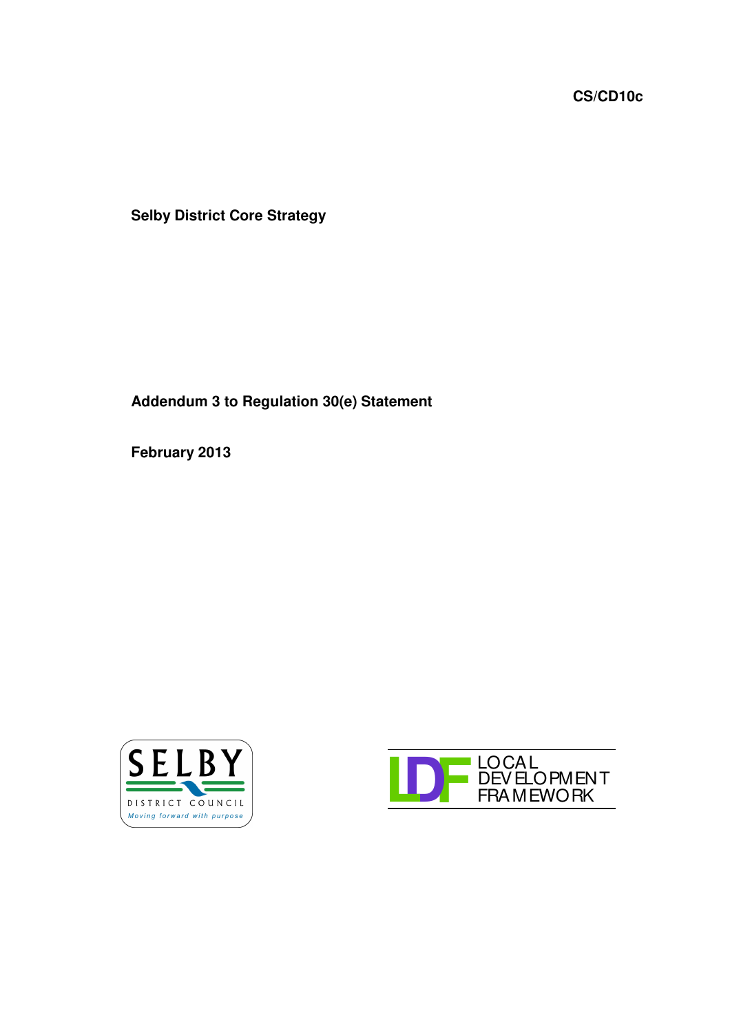**CS/CD10c**

# Selby District Core Strategy

## Addendum 3 to Regulation 30(e) Statement

**February 2013**

SELBY DISTRICT COUNCIL
*Moving forward with purpose*

LDF LOCAL DEVELOPMENT FRAMEWORK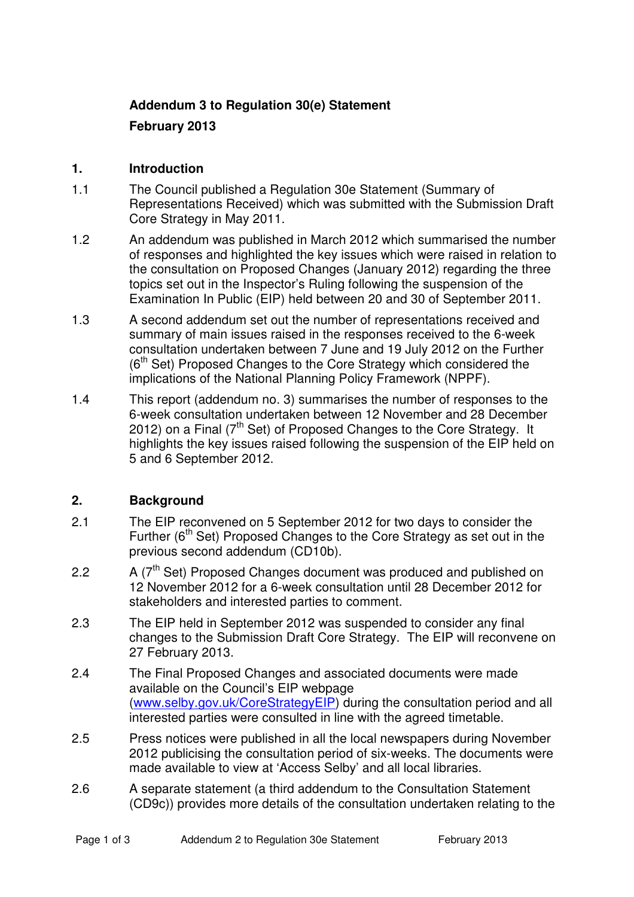**Addendum 3 to Regulation 30(e) Statement**

**February 2013**

## 1. Introduction

1.1 The Council published a Regulation 30e Statement (Summary of Representations Received) which was submitted with the Submission Draft Core Strategy in May 2011.

1.2 An addendum was published in March 2012 which summarised the number of responses and highlighted the key issues which were raised in relation to the consultation on Proposed Changes (January 2012) regarding the three topics set out in the Inspector's Ruling following the suspension of the Examination In Public (EIP) held between 20 and 30 of September 2011.

1.3 A second addendum set out the number of representations received and summary of main issues raised in the responses received to the 6-week consultation undertaken between 7 June and 19 July 2012 on the Further (6th Set) Proposed Changes to the Core Strategy which considered the implications of the National Planning Policy Framework (NPPF).

1.4 This report (addendum no. 3) summarises the number of responses to the 6-week consultation undertaken between 12 November and 28 December 2012) on a Final (7th Set) of Proposed Changes to the Core Strategy. It highlights the key issues raised following the suspension of the EIP held on 5 and 6 September 2012.

## 2. Background

2.1 The EIP reconvened on 5 September 2012 for two days to consider the Further (6th Set) Proposed Changes to the Core Strategy as set out in the previous second addendum (CD10b).

2.2 A (7th Set) Proposed Changes document was produced and published on 12 November 2012 for a 6-week consultation until 28 December 2012 for stakeholders and interested parties to comment.

2.3 The EIP held in September 2012 was suspended to consider any final changes to the Submission Draft Core Strategy. The EIP will reconvene on 27 February 2013.

2.4 The Final Proposed Changes and associated documents were made available on the Council's EIP webpage (www.selby.gov.uk/CoreStrategyEIP) during the consultation period and all interested parties were consulted in line with the agreed timetable.

2.5 Press notices were published in all the local newspapers during November 2012 publicising the consultation period of six-weeks. The documents were made available to view at 'Access Selby' and all local libraries.

2.6 A separate statement (a third addendum to the Consultation Statement (CD9c)) provides more details of the consultation undertaken relating to the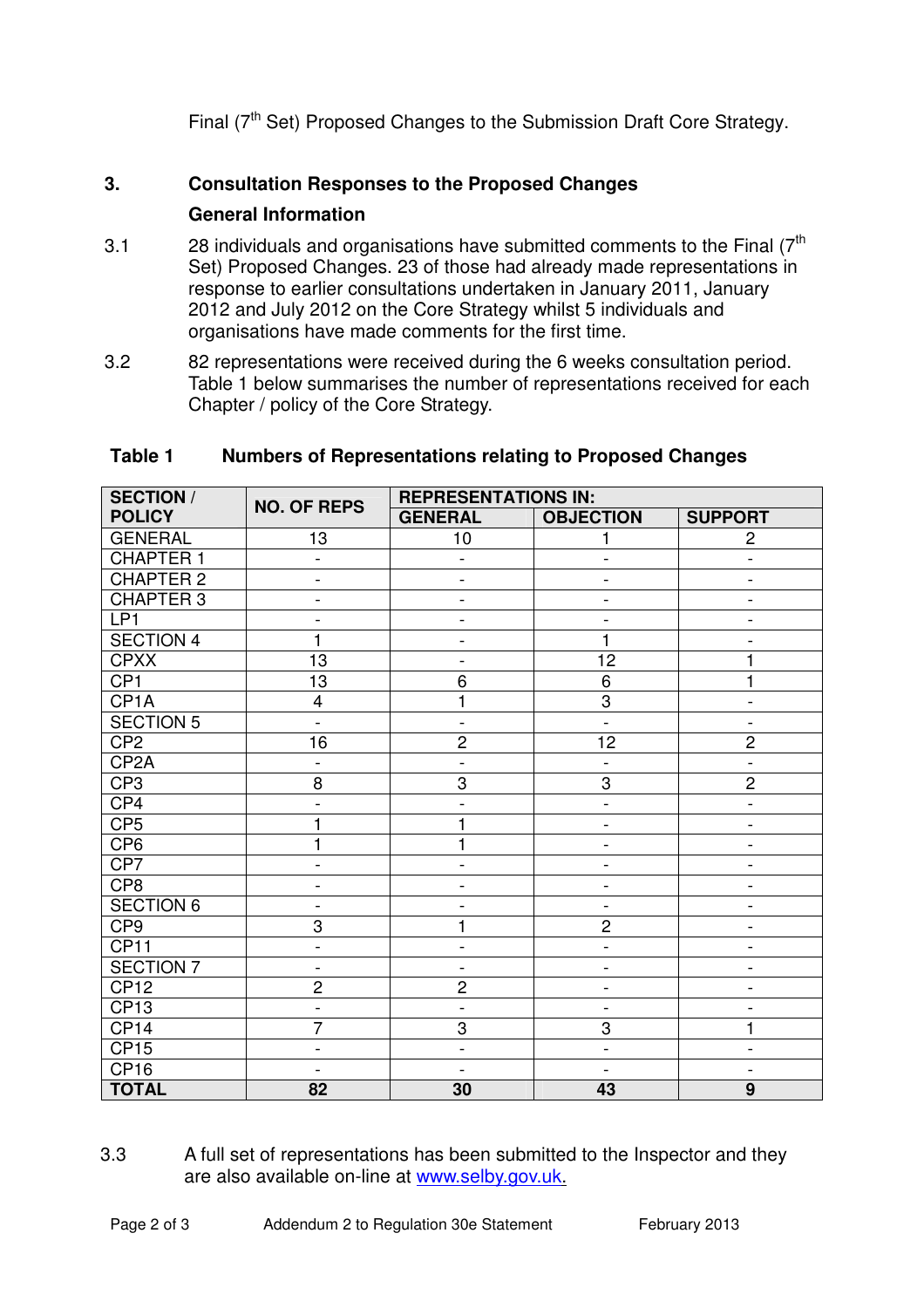Final (7th Set) Proposed Changes to the Submission Draft Core Strategy.

## 3. Consultation Responses to the Proposed Changes

### General Information

3.1 28 individuals and organisations have submitted comments to the Final (7th Set) Proposed Changes. 23 of those had already made representations in response to earlier consultations undertaken in January 2011, January 2012 and July 2012 on the Core Strategy whilst 5 individuals and organisations have made comments for the first time.

3.2 82 representations were received during the 6 weeks consultation period. Table 1 below summarises the number of representations received for each Chapter / policy of the Core Strategy.

**Table 1 Numbers of Representations relating to Proposed Changes**

| SECTION / POLICY | NO. OF REPS | REPRESENTATIONS IN: | | |
|---|---|---|---|---|
| | | GENERAL | OBJECTION | SUPPORT |
| GENERAL | 13 | 10 | 1 | 2 |
| CHAPTER 1 | - | - | - | - |
| CHAPTER 2 | - | - | - | - |
| CHAPTER 3 | - | - | - | - |
| LP1 | - | - | - | - |
| SECTION 4 | 1 | - | 1 | - |
| CPXX | 13 | - | 12 | 1 |
| CP1 | 13 | 6 | 6 | 1 |
| CP1A | 4 | 1 | 3 | - |
| SECTION 5 | - | - | - | - |
| CP2 | 16 | 2 | 12 | 2 |
| CP2A | - | - | - | - |
| CP3 | 8 | 3 | 3 | 2 |
| CP4 | - | - | - | - |
| CP5 | 1 | 1 | - | - |
| CP6 | 1 | 1 | - | - |
| CP7 | - | - | - | - |
| CP8 | - | - | - | - |
| SECTION 6 | - | - | - | - |
| CP9 | 3 | 1 | 2 | - |
| CP11 | - | - | - | - |
| SECTION 7 | - | - | - | - |
| CP12 | 2 | 2 | - | - |
| CP13 | - | - | - | - |
| CP14 | 7 | 3 | 3 | 1 |
| CP15 | - | - | - | - |
| CP16 | - | - | - | - |
| **TOTAL** | **82** | **30** | **43** | **9** |

3.3 A full set of representations has been submitted to the Inspector and they are also available on-line at www.selby.gov.uk.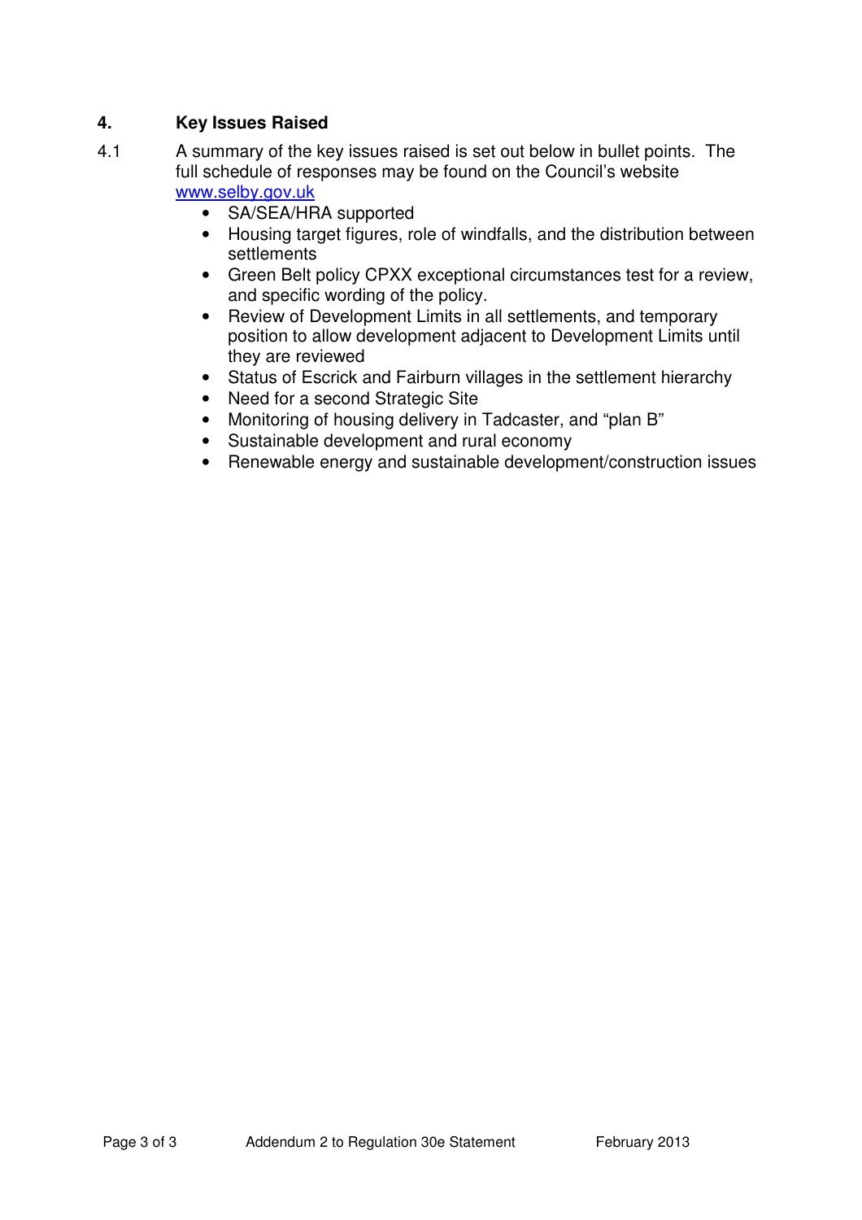## 4. Key Issues Raised

4.1 A summary of the key issues raised is set out below in bullet points. The full schedule of responses may be found on the Council's website [www.selby.gov.uk](http://www.selby.gov.uk)

- SA/SEA/HRA supported
- Housing target figures, role of windfalls, and the distribution between settlements
- Green Belt policy CPXX exceptional circumstances test for a review, and specific wording of the policy.
- Review of Development Limits in all settlements, and temporary position to allow development adjacent to Development Limits until they are reviewed
- Status of Escrick and Fairburn villages in the settlement hierarchy
- Need for a second Strategic Site
- Monitoring of housing delivery in Tadcaster, and "plan B"
- Sustainable development and rural economy
- Renewable energy and sustainable development/construction issues